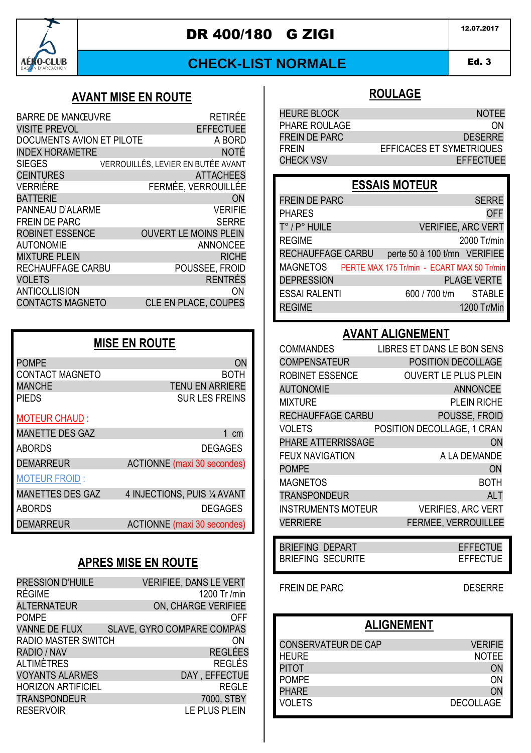AÉRO-CLUB BASSIN D'ARCACHON

# DR 400/180 G ZIGI

12.07.2017

## CHECK-LIST NORMALE

Ed. 3

## AVANT MISE EN ROUTE

| | |
|---|---|
| BARRE DE MANŒUVRE | RETIRÉE |
| VISITE PREVOL | EFFECTUEE |
| DOCUMENTS AVION ET PILOTE | A BORD |
| INDEX HORAMETRE | NOTÉ |
| SIEGES | VERROUILLÉS, LEVIER EN BUTÉE AVANT |
| CEINTURES | ATTACHEES |
| VERRIÈRE | FERMÉE, VERROUILLÉE |
| BATTERIE | ON |
| PANNEAU D'ALARME | VERIFIE |
| FREIN DE PARC | SERRE |
| ROBINET ESSENCE | OUVERT LE MOINS PLEIN |
| AUTONOMIE | ANNONCEE |
| MIXTURE PLEIN | RICHE |
| RECHAUFFAGE CARBU | POUSSEE, FROID |
| VOLETS | RENTRÉS |
| ANTICOLLISION | ON |
| CONTACTS MAGNETO | CLE EN PLACE, COUPES |

## MISE EN ROUTE

| | |
|---|---|
| POMPE | ON |
| CONTACT MAGNETO | BOTH |
| MANCHE | TENU EN ARRIERE |
| PIEDS | SUR LES FREINS |

MOTEUR CHAUD :

| | |
|---|---|
| MANETTE DES GAZ | 1 cm |
| ABORDS | DEGAGES |
| DEMARREUR | ACTIONNE (maxi 30 secondes) |

MOTEUR FROID :

| | |
|---|---|
| MANETTES DES GAZ | 4 INJECTIONS, PUIS ¼ AVANT |
| ABORDS | DEGAGES |
| DEMARREUR | ACTIONNE (maxi 30 secondes) |

## APRES MISE EN ROUTE

| | |
|---|---|
| PRESSION D'HUILE | VERIFIEE, DANS LE VERT |
| RÉGIME | 1200 Tr /min |
| ALTERNATEUR | ON, CHARGE VERIFIEE |
| POMPE | OFF |
| VANNE DE FLUX | SLAVE, GYRO COMPARE COMPAS |
| RADIO MASTER SWITCH | ON |
| RADIO / NAV | REGLÉES |
| ALTIMÈTRES | REGLÉS |
| VOYANTS ALARMES | DAY , EFFECTUE |
| HORIZON ARTIFICIEL | REGLE |
| TRANSPONDEUR | 7000, STBY |
| RESERVOIR | LE PLUS PLEIN |

## ROULAGE

| | |
|---|---|
| HEURE BLOCK | NOTEE |
| PHARE ROULAGE | ON |
| FREIN DE PARC | DESERRE |
| FREIN | EFFICACES ET SYMETRIQUES |
| CHECK VSV | EFFECTUEE |

## ESSAIS MOTEUR

| | |
|---|---|
| FREIN DE PARC | SERRE |
| PHARES | OFF |
| T° / P° HUILE | VERIFIEE, ARC VERT |
| REGIME | 2000 Tr/min |
| RECHAUFFAGE CARBU | perte 50 à 100 t/mn VERIFIEE |
| MAGNETOS | PERTE MAX 175 Tr/min - ECART MAX 50 Tr/min |
| DEPRESSION | PLAGE VERTE |
| ESSAI RALENTI | 600 / 700 t/m STABLE |
| REGIME | 1200 Tr/Min |

## AVANT ALIGNEMENT

| | |
|---|---|
| COMMANDES | LIBRES ET DANS LE BON SENS |
| COMPENSATEUR | POSITION DECOLLAGE |
| ROBINET ESSENCE | OUVERT LE PLUS PLEIN |
| AUTONOMIE | ANNONCEE |
| MIXTURE | PLEIN RICHE |
| RECHAUFFAGE CARBU | POUSSE, FROID |
| VOLETS | POSITION DECOLLAGE, 1 CRAN |
| PHARE ATTERRISSAGE | ON |
| FEUX NAVIGATION | A LA DEMANDE |
| POMPE | ON |
| MAGNETOS | BOTH |
| TRANSPONDEUR | ALT |
| INSTRUMENTS MOTEUR | VERIFIES, ARC VERT |
| VERRIERE | FERMEE, VERROUILLEE |

| | |
|---|---|
| BRIEFING DEPART | EFFECTUE |
| BRIEFING SECURITE | EFFECTUE |

| | |
|---|---|
| FREIN DE PARC | DESERRE |

## ALIGNEMENT

| | |
|---|---|
| CONSERVATEUR DE CAP | VERIFIE |
| HEURE | NOTEE |
| PITOT | ON |
| POMPE | ON |
| PHARE | ON |
| VOLETS | DECOLLAGE |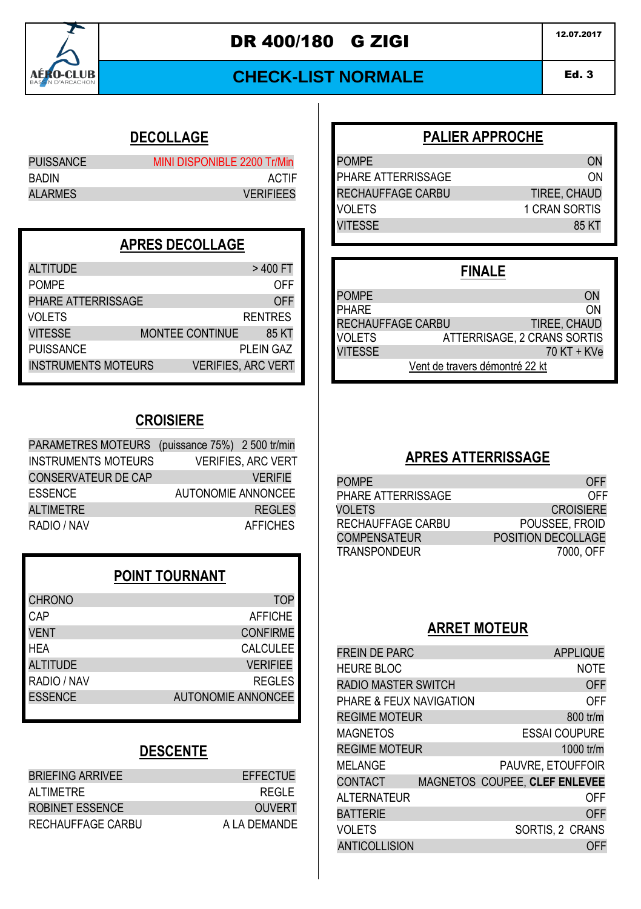# DR 400/180 G ZIGI

12.07.2017

## CHECK-LIST NORMALE

Ed. 3

## DECOLLAGE

| | |
|---|---|
| PUISSANCE | MINI DISPONIBLE 2200 Tr/Min |
| BADIN | ACTIF |
| ALARMES | VERIFIEES |

## APRES DECOLLAGE

| | | |
|---|---|---|
| ALTITUDE | | > 400 FT |
| POMPE | | OFF |
| PHARE ATTERRISSAGE | | OFF |
| VOLETS | | RENTRES |
| VITESSE | MONTEE CONTINUE | 85 KT |
| PUISSANCE | | PLEIN GAZ |
| INSTRUMENTS MOTEURS | | VERIFIES, ARC VERT |

## CROISIERE

| | | |
|---|---|---|
| PARAMETRES MOTEURS | (puissance 75%) | 2 500 tr/min |
| INSTRUMENTS MOTEURS | | VERIFIES, ARC VERT |
| CONSERVATEUR DE CAP | | VERIFIE |
| ESSENCE | | AUTONOMIE ANNONCEE |
| ALTIMETRE | | REGLES |
| RADIO / NAV | | AFFICHES |

## POINT TOURNANT

| | |
|---|---|
| CHRONO | TOP |
| CAP | AFFICHE |
| VENT | CONFIRME |
| HEA | CALCULEE |
| ALTITUDE | VERIFIEE |
| RADIO / NAV | REGLES |
| ESSENCE | AUTONOMIE ANNONCEE |

## DESCENTE

| | |
|---|---|
| BRIEFING ARRIVEE | EFFECTUE |
| ALTIMETRE | REGLE |
| ROBINET ESSENCE | OUVERT |
| RECHAUFFAGE CARBU | A LA DEMANDE |

## PALIER APPROCHE

| | |
|---|---|
| POMPE | ON |
| PHARE ATTERRISSAGE | ON |
| RECHAUFFAGE CARBU | TIREE, CHAUD |
| VOLETS | 1 CRAN SORTIS |
| VITESSE | 85 KT |

## FINALE

| | |
|---|---|
| POMPE | ON |
| PHARE | ON |
| RECHAUFFAGE CARBU | TIREE, CHAUD |
| VOLETS | ATTERRISSAGE, 2 CRANS SORTIS |
| VITESSE | 70 KT + KVe |

Vent de travers démontré 22 kt

## APRES ATTERRISSAGE

| | |
|---|---|
| POMPE | OFF |
| PHARE ATTERRISSAGE | OFF |
| VOLETS | CROISIERE |
| RECHAUFFAGE CARBU | POUSSEE, FROID |
| COMPENSATEUR | POSITION DECOLLAGE |
| TRANSPONDEUR | 7000, OFF |

## ARRET MOTEUR

| | |
|---|---|
| FREIN DE PARC | APPLIQUE |
| HEURE BLOC | NOTE |
| RADIO MASTER SWITCH | OFF |
| PHARE & FEUX NAVIGATION | OFF |
| REGIME MOTEUR | 800 tr/m |
| MAGNETOS | ESSAI COUPURE |
| REGIME MOTEUR | 1000 tr/m |
| MELANGE | PAUVRE, ETOUFFOIR |
| CONTACT | MAGNETOS COUPEE, **CLEF ENLEVEE** |
| ALTERNATEUR | OFF |
| BATTERIE | OFF |
| VOLETS | SORTIS, 2 CRANS |
| ANTICOLLISION | OFF |